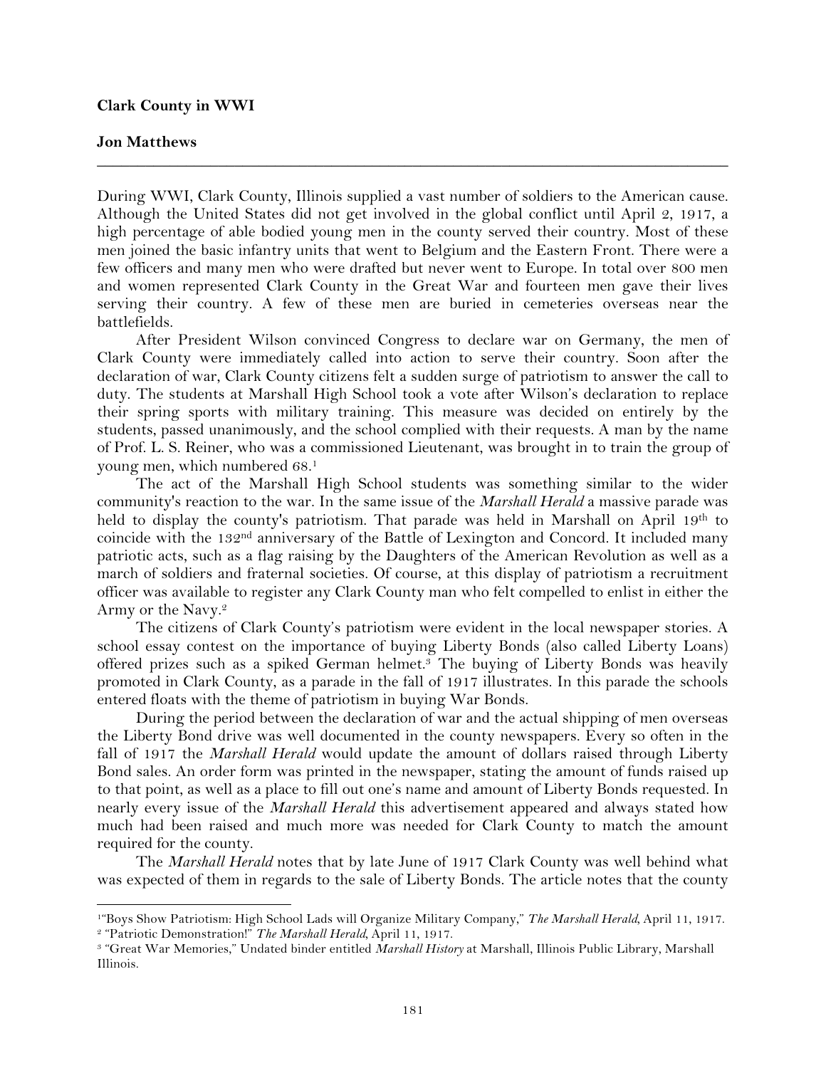**Clark County in WWI**

**Jon Matthews**

---

During WWI, Clark County, Illinois supplied a vast number of soldiers to the American cause. Although the United States did not get involved in the global conflict until April 2, 1917, a high percentage of able bodied young men in the county served their country. Most of these men joined the basic infantry units that went to Belgium and the Eastern Front. There were a few officers and many men who were drafted but never went to Europe. In total over 800 men and women represented Clark County in the Great War and fourteen men gave their lives serving their country. A few of these men are buried in cemeteries overseas near the battlefields.

After President Wilson convinced Congress to declare war on Germany, the men of Clark County were immediately called into action to serve their country. Soon after the declaration of war, Clark County citizens felt a sudden surge of patriotism to answer the call to duty. The students at Marshall High School took a vote after Wilson's declaration to replace their spring sports with military training. This measure was decided on entirely by the students, passed unanimously, and the school complied with their requests. A man by the name of Prof. L. S. Reiner, who was a commissioned Lieutenant, was brought in to train the group of young men, which numbered 68.[1]

The act of the Marshall High School students was something similar to the wider community's reaction to the war. In the same issue of the *Marshall Herald* a massive parade was held to display the county's patriotism. That parade was held in Marshall on April 19th to coincide with the 132nd anniversary of the Battle of Lexington and Concord. It included many patriotic acts, such as a flag raising by the Daughters of the American Revolution as well as a march of soldiers and fraternal societies. Of course, at this display of patriotism a recruitment officer was available to register any Clark County man who felt compelled to enlist in either the Army or the Navy.[2]

The citizens of Clark County's patriotism were evident in the local newspaper stories. A school essay contest on the importance of buying Liberty Bonds (also called Liberty Loans) offered prizes such as a spiked German helmet.[3] The buying of Liberty Bonds was heavily promoted in Clark County, as a parade in the fall of 1917 illustrates. In this parade the schools entered floats with the theme of patriotism in buying War Bonds.

During the period between the declaration of war and the actual shipping of men overseas the Liberty Bond drive was well documented in the county newspapers. Every so often in the fall of 1917 the *Marshall Herald* would update the amount of dollars raised through Liberty Bond sales. An order form was printed in the newspaper, stating the amount of funds raised up to that point, as well as a place to fill out one's name and amount of Liberty Bonds requested. In nearly every issue of the *Marshall Herald* this advertisement appeared and always stated how much had been raised and much more was needed for Clark County to match the amount required for the county.

The *Marshall Herald* notes that by late June of 1917 Clark County was well behind what was expected of them in regards to the sale of Liberty Bonds. The article notes that the county

---

[1] "Boys Show Patriotism: High School Lads will Organize Military Company," *The Marshall Herald*, April 11, 1917.

[2] "Patriotic Demonstration!" *The Marshall Herald*, April 11, 1917.

[3] "Great War Memories," Undated binder entitled *Marshall History* at Marshall, Illinois Public Library, Marshall Illinois.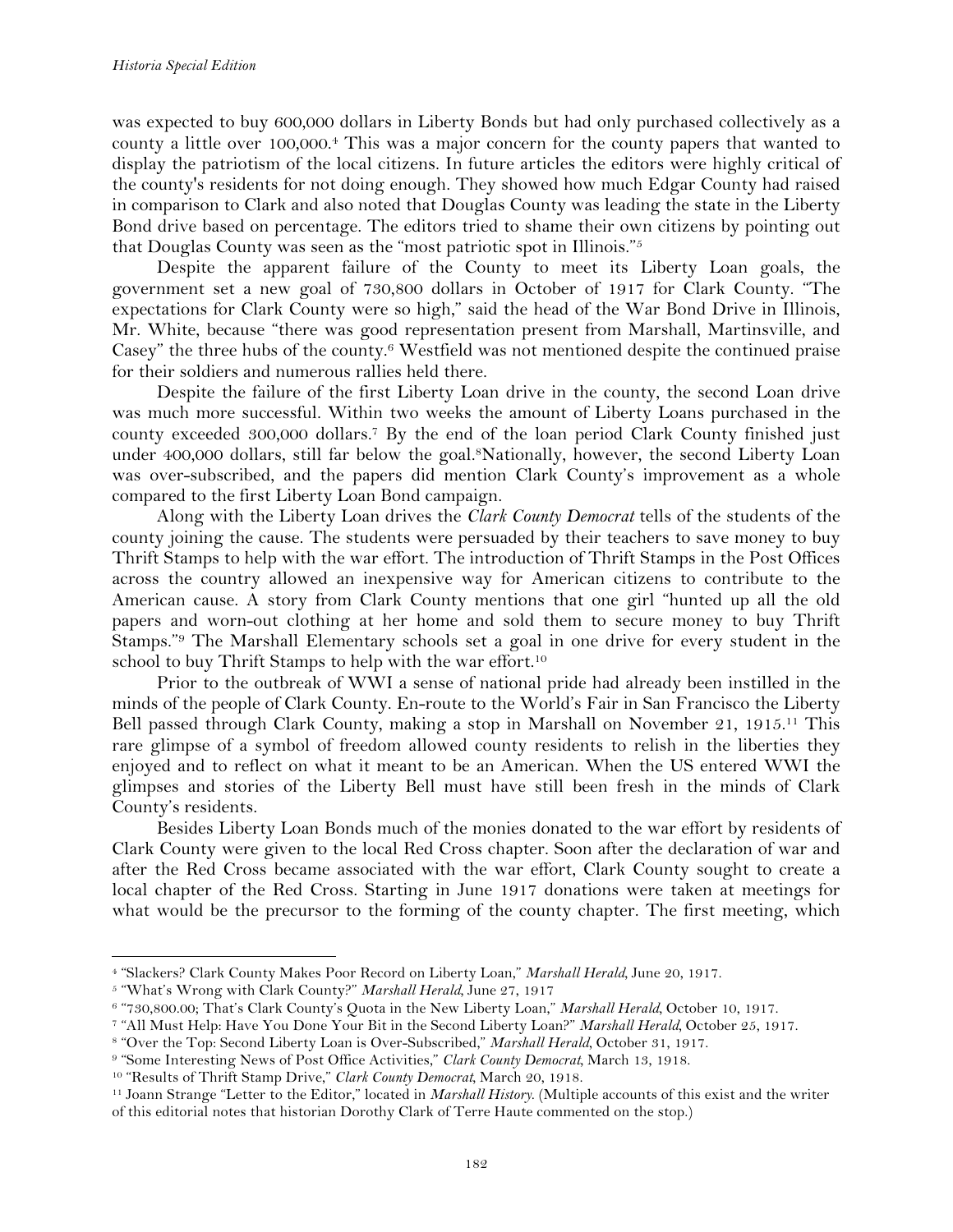was expected to buy 600,000 dollars in Liberty Bonds but had only purchased collectively as a county a little over 100,000.[4] This was a major concern for the county papers that wanted to display the patriotism of the local citizens. In future articles the editors were highly critical of the county's residents for not doing enough. They showed how much Edgar County had raised in comparison to Clark and also noted that Douglas County was leading the state in the Liberty Bond drive based on percentage. The editors tried to shame their own citizens by pointing out that Douglas County was seen as the "most patriotic spot in Illinois."[5]

Despite the apparent failure of the County to meet its Liberty Loan goals, the government set a new goal of 730,800 dollars in October of 1917 for Clark County. "The expectations for Clark County were so high," said the head of the War Bond Drive in Illinois, Mr. White, because "there was good representation present from Marshall, Martinsville, and Casey" the three hubs of the county.[6] Westfield was not mentioned despite the continued praise for their soldiers and numerous rallies held there.

Despite the failure of the first Liberty Loan drive in the county, the second Loan drive was much more successful. Within two weeks the amount of Liberty Loans purchased in the county exceeded 300,000 dollars.[7] By the end of the loan period Clark County finished just under 400,000 dollars, still far below the goal.[8]Nationally, however, the second Liberty Loan was over-subscribed, and the papers did mention Clark County's improvement as a whole compared to the first Liberty Loan Bond campaign.

Along with the Liberty Loan drives the *Clark County Democrat* tells of the students of the county joining the cause. The students were persuaded by their teachers to save money to buy Thrift Stamps to help with the war effort. The introduction of Thrift Stamps in the Post Offices across the country allowed an inexpensive way for American citizens to contribute to the American cause. A story from Clark County mentions that one girl "hunted up all the old papers and worn-out clothing at her home and sold them to secure money to buy Thrift Stamps."[9] The Marshall Elementary schools set a goal in one drive for every student in the school to buy Thrift Stamps to help with the war effort.[10]

Prior to the outbreak of WWI a sense of national pride had already been instilled in the minds of the people of Clark County. En-route to the World's Fair in San Francisco the Liberty Bell passed through Clark County, making a stop in Marshall on November 21, 1915.[11] This rare glimpse of a symbol of freedom allowed county residents to relish in the liberties they enjoyed and to reflect on what it meant to be an American. When the US entered WWI the glimpses and stories of the Liberty Bell must have still been fresh in the minds of Clark County's residents.

Besides Liberty Loan Bonds much of the monies donated to the war effort by residents of Clark County were given to the local Red Cross chapter. Soon after the declaration of war and after the Red Cross became associated with the war effort, Clark County sought to create a local chapter of the Red Cross. Starting in June 1917 donations were taken at meetings for what would be the precursor to the forming of the county chapter. The first meeting, which

---

[4] "Slackers? Clark County Makes Poor Record on Liberty Loan," *Marshall Herald*, June 20, 1917.

[5] "What's Wrong with Clark County?" *Marshall Herald*, June 27, 1917

[6] "730,800.00; That's Clark County's Quota in the New Liberty Loan," *Marshall Herald*, October 10, 1917.

[7] "All Must Help: Have You Done Your Bit in the Second Liberty Loan?" *Marshall Herald*, October 25, 1917.

[8] "Over the Top: Second Liberty Loan is Over-Subscribed," *Marshall Herald*, October 31, 1917.

[9] "Some Interesting News of Post Office Activities," *Clark County Democrat*, March 13, 1918.

[10] "Results of Thrift Stamp Drive," *Clark County Democrat*, March 20, 1918.

[11] Joann Strange "Letter to the Editor," located in *Marshall History*. (Multiple accounts of this exist and the writer of this editorial notes that historian Dorothy Clark of Terre Haute commented on the stop.)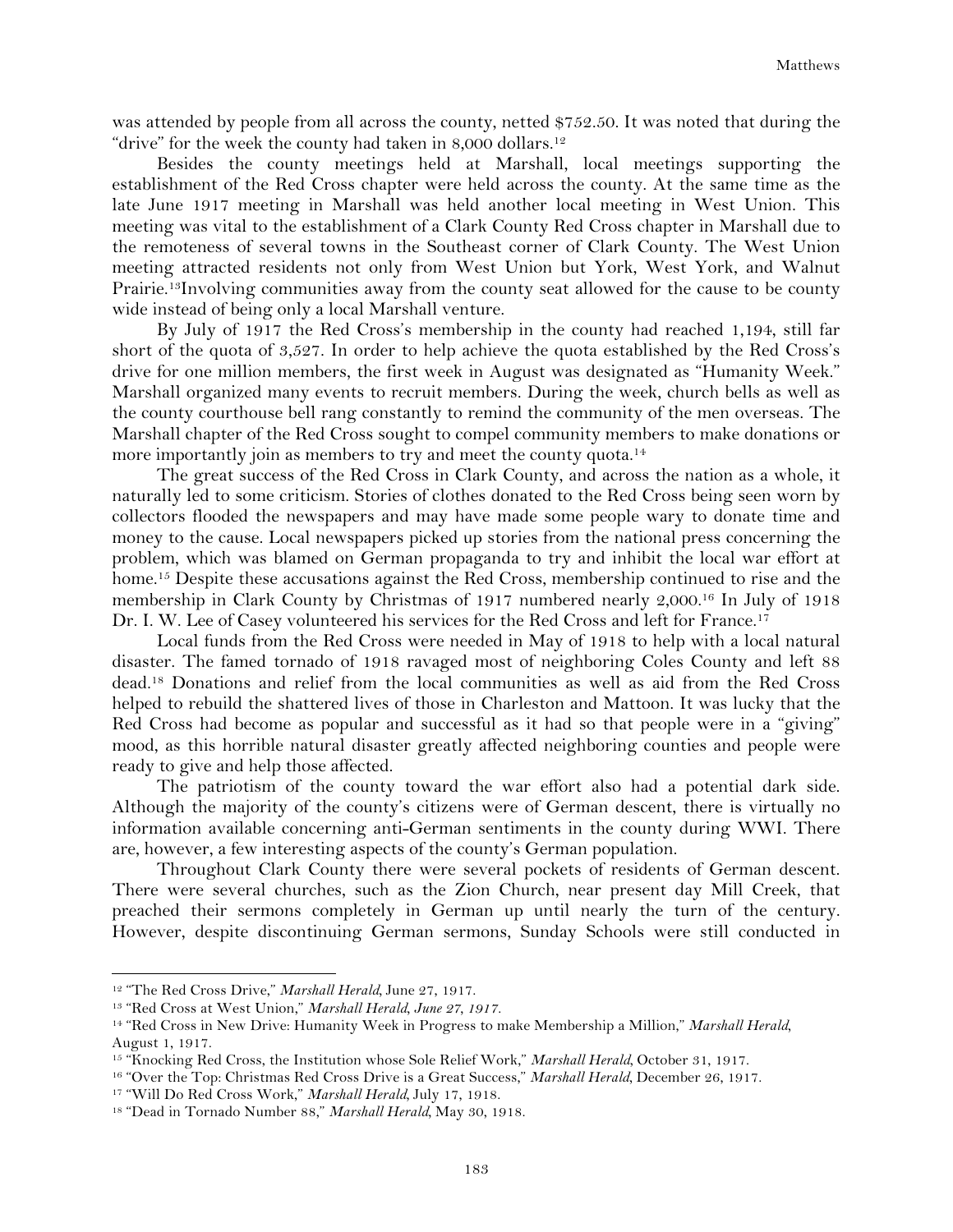was attended by people from all across the county, netted $752.50. It was noted that during the "drive" for the week the county had taken in 8,000 dollars.[12]

Besides the county meetings held at Marshall, local meetings supporting the establishment of the Red Cross chapter were held across the county. At the same time as the late June 1917 meeting in Marshall was held another local meeting in West Union. This meeting was vital to the establishment of a Clark County Red Cross chapter in Marshall due to the remoteness of several towns in the Southeast corner of Clark County. The West Union meeting attracted residents not only from West Union but York, West York, and Walnut Prairie.[13]Involving communities away from the county seat allowed for the cause to be county wide instead of being only a local Marshall venture.

By July of 1917 the Red Cross's membership in the county had reached 1,194, still far short of the quota of 3,527. In order to help achieve the quota established by the Red Cross's drive for one million members, the first week in August was designated as "Humanity Week." Marshall organized many events to recruit members. During the week, church bells as well as the county courthouse bell rang constantly to remind the community of the men overseas. The Marshall chapter of the Red Cross sought to compel community members to make donations or more importantly join as members to try and meet the county quota.[14]

The great success of the Red Cross in Clark County, and across the nation as a whole, it naturally led to some criticism. Stories of clothes donated to the Red Cross being seen worn by collectors flooded the newspapers and may have made some people wary to donate time and money to the cause. Local newspapers picked up stories from the national press concerning the problem, which was blamed on German propaganda to try and inhibit the local war effort at home.[15] Despite these accusations against the Red Cross, membership continued to rise and the membership in Clark County by Christmas of 1917 numbered nearly 2,000.[16] In July of 1918 Dr. I. W. Lee of Casey volunteered his services for the Red Cross and left for France.[17]

Local funds from the Red Cross were needed in May of 1918 to help with a local natural disaster. The famed tornado of 1918 ravaged most of neighboring Coles County and left 88 dead.[18] Donations and relief from the local communities as well as aid from the Red Cross helped to rebuild the shattered lives of those in Charleston and Mattoon. It was lucky that the Red Cross had become as popular and successful as it had so that people were in a "giving" mood, as this horrible natural disaster greatly affected neighboring counties and people were ready to give and help those affected.

The patriotism of the county toward the war effort also had a potential dark side. Although the majority of the county's citizens were of German descent, there is virtually no information available concerning anti-German sentiments in the county during WWI. There are, however, a few interesting aspects of the county's German population.

Throughout Clark County there were several pockets of residents of German descent. There were several churches, such as the Zion Church, near present day Mill Creek, that preached their sermons completely in German up until nearly the turn of the century. However, despite discontinuing German sermons, Sunday Schools were still conducted in

---

[12] "The Red Cross Drive," *Marshall Herald*, June 27, 1917.

[13] "Red Cross at West Union," *Marshall Herald, June 27, 1917.*

[14] "Red Cross in New Drive: Humanity Week in Progress to make Membership a Million," *Marshall Herald*, August 1, 1917.

[15] "Knocking Red Cross, the Institution whose Sole Relief Work," *Marshall Herald*, October 31, 1917.

[16] "Over the Top: Christmas Red Cross Drive is a Great Success," *Marshall Herald*, December 26, 1917.

[17] "Will Do Red Cross Work," *Marshall Herald*, July 17, 1918.

[18] "Dead in Tornado Number 88," *Marshall Herald*, May 30, 1918.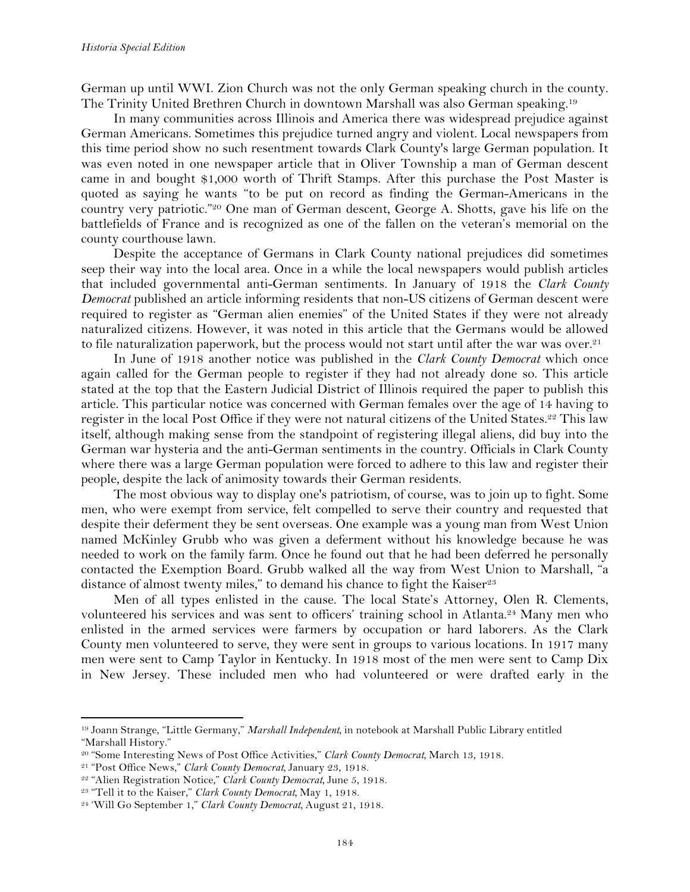German up until WWI. Zion Church was not the only German speaking church in the county. The Trinity United Brethren Church in downtown Marshall was also German speaking.[19]

In many communities across Illinois and America there was widespread prejudice against German Americans. Sometimes this prejudice turned angry and violent. Local newspapers from this time period show no such resentment towards Clark County's large German population. It was even noted in one newspaper article that in Oliver Township a man of German descent came in and bought $1,000 worth of Thrift Stamps. After this purchase the Post Master is quoted as saying he wants "to be put on record as finding the German-Americans in the country very patriotic."[20] One man of German descent, George A. Shotts, gave his life on the battlefields of France and is recognized as one of the fallen on the veteran's memorial on the county courthouse lawn.

Despite the acceptance of Germans in Clark County national prejudices did sometimes seep their way into the local area. Once in a while the local newspapers would publish articles that included governmental anti-German sentiments. In January of 1918 the *Clark County Democrat* published an article informing residents that non-US citizens of German descent were required to register as "German alien enemies" of the United States if they were not already naturalized citizens. However, it was noted in this article that the Germans would be allowed to file naturalization paperwork, but the process would not start until after the war was over.[21]

In June of 1918 another notice was published in the *Clark County Democrat* which once again called for the German people to register if they had not already done so. This article stated at the top that the Eastern Judicial District of Illinois required the paper to publish this article. This particular notice was concerned with German females over the age of 14 having to register in the local Post Office if they were not natural citizens of the United States.[22] This law itself, although making sense from the standpoint of registering illegal aliens, did buy into the German war hysteria and the anti-German sentiments in the country. Officials in Clark County where there was a large German population were forced to adhere to this law and register their people, despite the lack of animosity towards their German residents.

The most obvious way to display one's patriotism, of course, was to join up to fight. Some men, who were exempt from service, felt compelled to serve their country and requested that despite their deferment they be sent overseas. One example was a young man from West Union named McKinley Grubb who was given a deferment without his knowledge because he was needed to work on the family farm. Once he found out that he had been deferred he personally contacted the Exemption Board. Grubb walked all the way from West Union to Marshall, "a distance of almost twenty miles," to demand his chance to fight the Kaiser[23]

Men of all types enlisted in the cause. The local State's Attorney, Olen R. Clements, volunteered his services and was sent to officers' training school in Atlanta.[24] Many men who enlisted in the armed services were farmers by occupation or hard laborers. As the Clark County men volunteered to serve, they were sent in groups to various locations. In 1917 many men were sent to Camp Taylor in Kentucky. In 1918 most of the men were sent to Camp Dix in New Jersey. These included men who had volunteered or were drafted early in the

---

[19] Joann Strange, "Little Germany," *Marshall Independent*, in notebook at Marshall Public Library entitled "Marshall History."

[20] "Some Interesting News of Post Office Activities," *Clark County Democrat*, March 13, 1918.

[21] "Post Office News," *Clark County Democrat*, January 23, 1918.

[22] "Alien Registration Notice," *Clark County Democrat*, June 5, 1918.

[23] "Tell it to the Kaiser," *Clark County Democrat*, May 1, 1918.

[24] 'Will Go September 1," *Clark County Democrat*, August 21, 1918.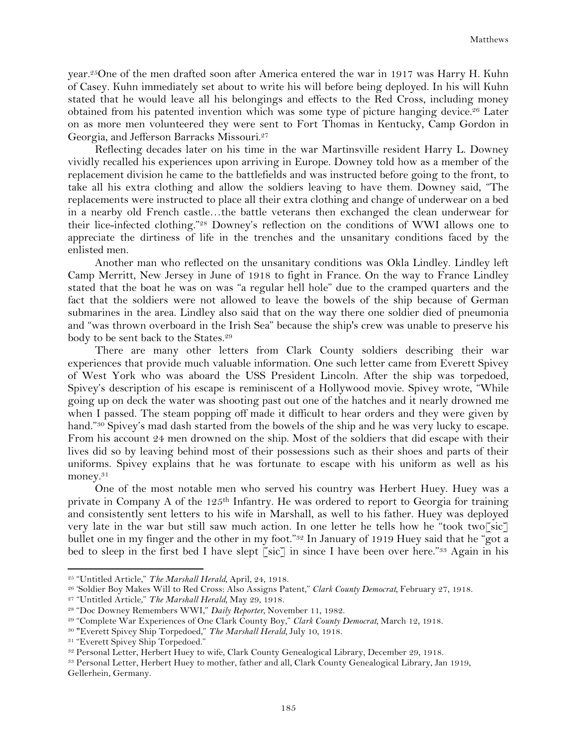year.[25]One of the men drafted soon after America entered the war in 1917 was Harry H. Kuhn of Casey. Kuhn immediately set about to write his will before being deployed. In his will Kuhn stated that he would leave all his belongings and effects to the Red Cross, including money obtained from his patented invention which was some type of picture hanging device.[26] Later on as more men volunteered they were sent to Fort Thomas in Kentucky, Camp Gordon in Georgia, and Jefferson Barracks Missouri.[27]

Reflecting decades later on his time in the war Martinsville resident Harry L. Downey vividly recalled his experiences upon arriving in Europe. Downey told how as a member of the replacement division he came to the battlefields and was instructed before going to the front, to take all his extra clothing and allow the soldiers leaving to have them. Downey said, "The replacements were instructed to place all their extra clothing and change of underwear on a bed in a nearby old French castle…the battle veterans then exchanged the clean underwear for their lice-infected clothing."[28] Downey's reflection on the conditions of WWI allows one to appreciate the dirtiness of life in the trenches and the unsanitary conditions faced by the enlisted men.

Another man who reflected on the unsanitary conditions was Okla Lindley. Lindley left Camp Merritt, New Jersey in June of 1918 to fight in France. On the way to France Lindley stated that the boat he was on was "a regular hell hole" due to the cramped quarters and the fact that the soldiers were not allowed to leave the bowels of the ship because of German submarines in the area. Lindley also said that on the way there one soldier died of pneumonia and "was thrown overboard in the Irish Sea" because the ship's crew was unable to preserve his body to be sent back to the States.[29]

There are many other letters from Clark County soldiers describing their war experiences that provide much valuable information. One such letter came from Everett Spivey of West York who was aboard the USS President Lincoln. After the ship was torpedoed, Spivey's description of his escape is reminiscent of a Hollywood movie. Spivey wrote, "While going up on deck the water was shooting past out one of the hatches and it nearly drowned me when I passed. The steam popping off made it difficult to hear orders and they were given by hand."[30] Spivey's mad dash started from the bowels of the ship and he was very lucky to escape. From his account 24 men drowned on the ship. Most of the soldiers that did escape with their lives did so by leaving behind most of their possessions such as their shoes and parts of their uniforms. Spivey explains that he was fortunate to escape with his uniform as well as his money.[31]

One of the most notable men who served his country was Herbert Huey. Huey was a private in Company A of the 125th Infantry. He was ordered to report to Georgia for training and consistently sent letters to his wife in Marshall, as well to his father. Huey was deployed very late in the war but still saw much action. In one letter he tells how he "took two[sic] bullet one in my finger and the other in my foot."[32] In January of 1919 Huey said that he "got a bed to sleep in the first bed I have slept [sic] in since I have been over here."[33] Again in his

---

[25] "Untitled Article," *The Marshall Herald*, April, 24, 1918.

[26] 'Soldier Boy Makes Will to Red Cross: Also Assigns Patent," *Clark County Democrat*, February 27, 1918.

[27] "Untitled Article," *The Marshall Herald*, May 29, 1918.

[28] "Doc Downey Remembers WWI," *Daily Reporter*, November 11, 1982.

[29] "Complete War Experiences of One Clark County Boy," *Clark County Democrat*, March 12, 1918.

[30] "Everett Spivey Ship Torpedoed," *The Marshall Herald*, July 10, 1918.

[31] "Everett Spivey Ship Torpedoed."

[32] Personal Letter, Herbert Huey to wife, Clark County Genealogical Library, December 29, 1918.

[33] Personal Letter, Herbert Huey to mother, father and all, Clark County Genealogical Library, Jan 1919, Gellerhein, Germany.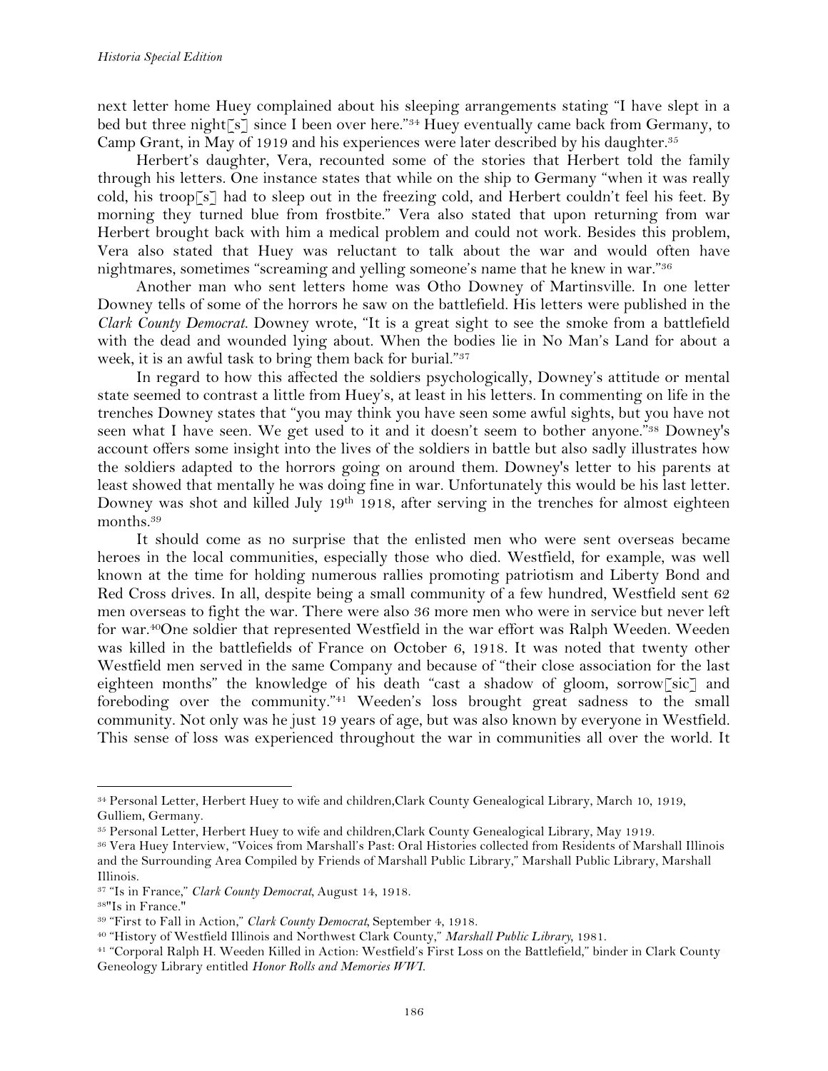next letter home Huey complained about his sleeping arrangements stating "I have slept in a bed but three night[s] since I been over here."[34] Huey eventually came back from Germany, to Camp Grant, in May of 1919 and his experiences were later described by his daughter.[35]

Herbert's daughter, Vera, recounted some of the stories that Herbert told the family through his letters. One instance states that while on the ship to Germany "when it was really cold, his troop[s] had to sleep out in the freezing cold, and Herbert couldn't feel his feet. By morning they turned blue from frostbite." Vera also stated that upon returning from war Herbert brought back with him a medical problem and could not work. Besides this problem, Vera also stated that Huey was reluctant to talk about the war and would often have nightmares, sometimes "screaming and yelling someone's name that he knew in war."[36]

Another man who sent letters home was Otho Downey of Martinsville. In one letter Downey tells of some of the horrors he saw on the battlefield. His letters were published in the *Clark County Democrat*. Downey wrote, "It is a great sight to see the smoke from a battlefield with the dead and wounded lying about. When the bodies lie in No Man's Land for about a week, it is an awful task to bring them back for burial."[37]

In regard to how this affected the soldiers psychologically, Downey's attitude or mental state seemed to contrast a little from Huey's, at least in his letters. In commenting on life in the trenches Downey states that "you may think you have seen some awful sights, but you have not seen what I have seen. We get used to it and it doesn't seem to bother anyone."[38] Downey's account offers some insight into the lives of the soldiers in battle but also sadly illustrates how the soldiers adapted to the horrors going on around them. Downey's letter to his parents at least showed that mentally he was doing fine in war. Unfortunately this would be his last letter. Downey was shot and killed July 19th 1918, after serving in the trenches for almost eighteen months.[39]

It should come as no surprise that the enlisted men who were sent overseas became heroes in the local communities, especially those who died. Westfield, for example, was well known at the time for holding numerous rallies promoting patriotism and Liberty Bond and Red Cross drives. In all, despite being a small community of a few hundred, Westfield sent 62 men overseas to fight the war. There were also 36 more men who were in service but never left for war.[40]One soldier that represented Westfield in the war effort was Ralph Weeden. Weeden was killed in the battlefields of France on October 6, 1918. It was noted that twenty other Westfield men served in the same Company and because of "their close association for the last eighteen months" the knowledge of his death "cast a shadow of gloom, sorrow[sic] and foreboding over the community."[41] Weeden's loss brought great sadness to the small community. Not only was he just 19 years of age, but was also known by everyone in Westfield. This sense of loss was experienced throughout the war in communities all over the world. It

---

[34] Personal Letter, Herbert Huey to wife and children,Clark County Genealogical Library, March 10, 1919, Gulliem, Germany.

[35] Personal Letter, Herbert Huey to wife and children,Clark County Genealogical Library, May 1919.

[36] Vera Huey Interview, "Voices from Marshall's Past: Oral Histories collected from Residents of Marshall Illinois and the Surrounding Area Compiled by Friends of Marshall Public Library," Marshall Public Library, Marshall Illinois.

[37] "Is in France," *Clark County Democrat*, August 14, 1918.

[38] "Is in France."

[39] "First to Fall in Action," *Clark County Democrat*, September 4, 1918.

[40] "History of Westfield Illinois and Northwest Clark County," *Marshall Public Library*, 1981.

[41] "Corporal Ralph H. Weeden Killed in Action: Westfield's First Loss on the Battlefield," binder in Clark County Geneology Library entitled *Honor Rolls and Memories WWI*.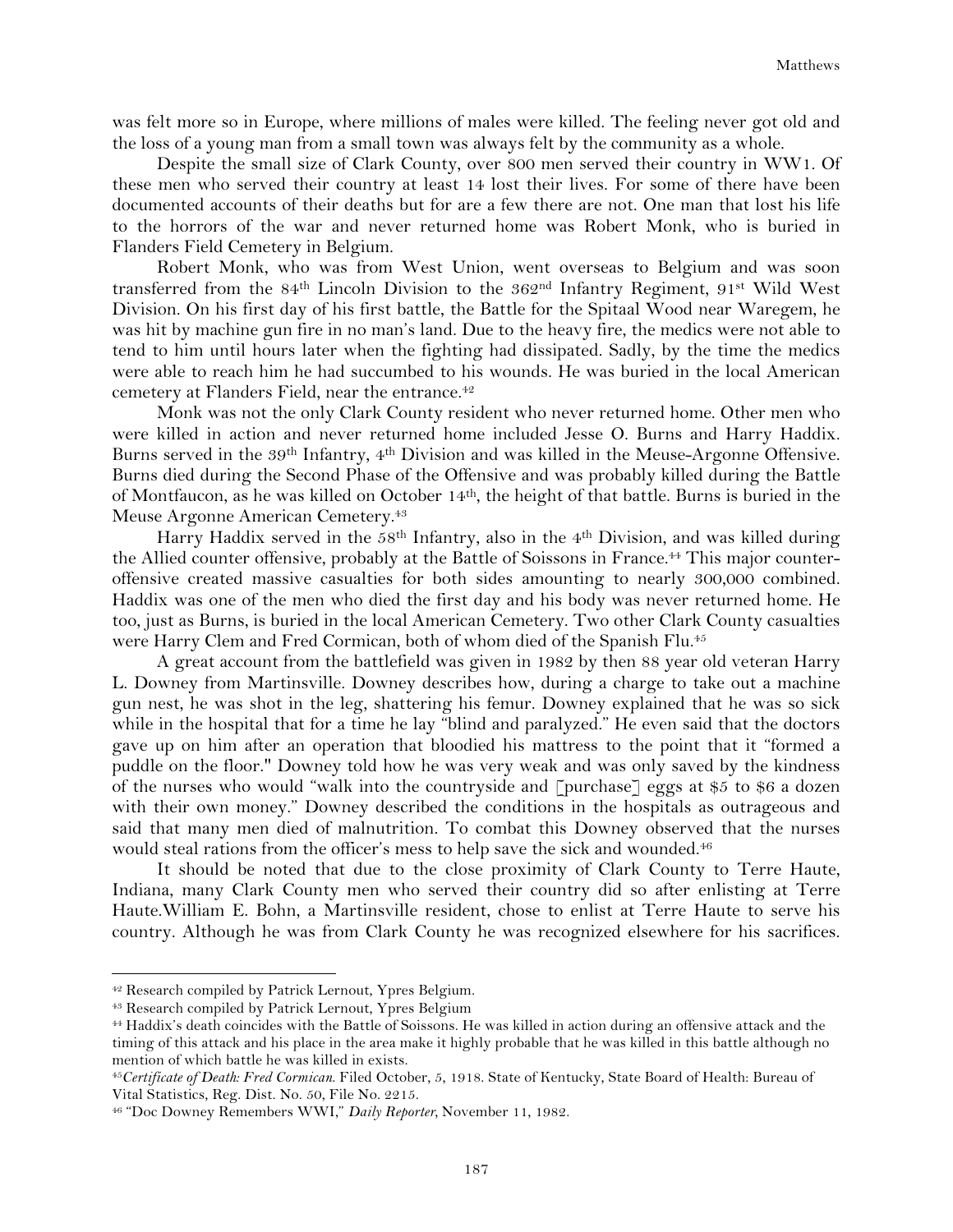was felt more so in Europe, where millions of males were killed. The feeling never got old and the loss of a young man from a small town was always felt by the community as a whole.

Despite the small size of Clark County, over 800 men served their country in WW1. Of these men who served their country at least 14 lost their lives. For some of there have been documented accounts of their deaths but for are a few there are not. One man that lost his life to the horrors of the war and never returned home was Robert Monk, who is buried in Flanders Field Cemetery in Belgium.

Robert Monk, who was from West Union, went overseas to Belgium and was soon transferred from the 84th Lincoln Division to the 362nd Infantry Regiment, 91st Wild West Division. On his first day of his first battle, the Battle for the Spitaal Wood near Waregem, he was hit by machine gun fire in no man's land. Due to the heavy fire, the medics were not able to tend to him until hours later when the fighting had dissipated. Sadly, by the time the medics were able to reach him he had succumbed to his wounds. He was buried in the local American cemetery at Flanders Field, near the entrance.[42]

Monk was not the only Clark County resident who never returned home. Other men who were killed in action and never returned home included Jesse O. Burns and Harry Haddix. Burns served in the 39th Infantry, 4th Division and was killed in the Meuse-Argonne Offensive. Burns died during the Second Phase of the Offensive and was probably killed during the Battle of Montfaucon, as he was killed on October 14th, the height of that battle. Burns is buried in the Meuse Argonne American Cemetery.[43]

Harry Haddix served in the 58th Infantry, also in the 4th Division, and was killed during the Allied counter offensive, probably at the Battle of Soissons in France.[44] This major counter-offensive created massive casualties for both sides amounting to nearly 300,000 combined. Haddix was one of the men who died the first day and his body was never returned home. He too, just as Burns, is buried in the local American Cemetery. Two other Clark County casualties were Harry Clem and Fred Cormican, both of whom died of the Spanish Flu.[45]

A great account from the battlefield was given in 1982 by then 88 year old veteran Harry L. Downey from Martinsville. Downey describes how, during a charge to take out a machine gun nest, he was shot in the leg, shattering his femur. Downey explained that he was so sick while in the hospital that for a time he lay "blind and paralyzed." He even said that the doctors gave up on him after an operation that bloodied his mattress to the point that it "formed a puddle on the floor." Downey told how he was very weak and was only saved by the kindness of the nurses who would "walk into the countryside and [purchase] eggs at $5 to $6 a dozen with their own money." Downey described the conditions in the hospitals as outrageous and said that many men died of malnutrition. To combat this Downey observed that the nurses would steal rations from the officer's mess to help save the sick and wounded.[46]

It should be noted that due to the close proximity of Clark County to Terre Haute, Indiana, many Clark County men who served their country did so after enlisting at Terre Haute.William E. Bohn, a Martinsville resident, chose to enlist at Terre Haute to serve his country. Although he was from Clark County he was recognized elsewhere for his sacrifices.

---

[42] Research compiled by Patrick Lernout, Ypres Belgium.

[43] Research compiled by Patrick Lernout, Ypres Belgium

[44] Haddix's death coincides with the Battle of Soissons. He was killed in action during an offensive attack and the timing of this attack and his place in the area make it highly probable that he was killed in this battle although no mention of which battle he was killed in exists.

[45] *Certificate of Death: Fred Cormican.* Filed October, 5, 1918. State of Kentucky, State Board of Health: Bureau of Vital Statistics, Reg. Dist. No. 50, File No. 2215.

[46] "Doc Downey Remembers WWI," *Daily Reporter*, November 11, 1982.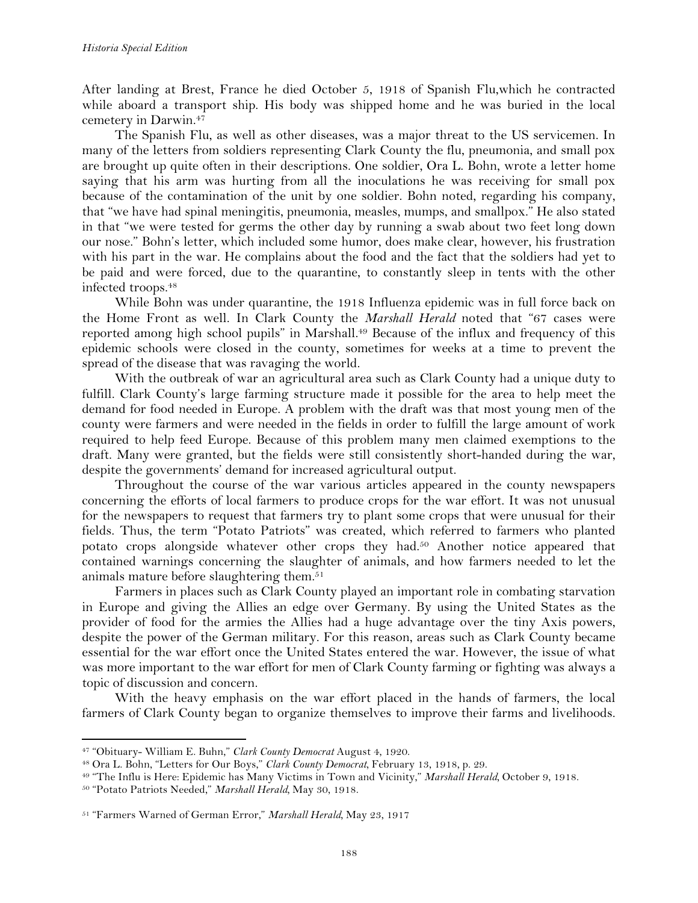After landing at Brest, France he died October 5, 1918 of Spanish Flu,which he contracted while aboard a transport ship. His body was shipped home and he was buried in the local cemetery in Darwin.[47]

The Spanish Flu, as well as other diseases, was a major threat to the US servicemen. In many of the letters from soldiers representing Clark County the flu, pneumonia, and small pox are brought up quite often in their descriptions. One soldier, Ora L. Bohn, wrote a letter home saying that his arm was hurting from all the inoculations he was receiving for small pox because of the contamination of the unit by one soldier. Bohn noted, regarding his company, that "we have had spinal meningitis, pneumonia, measles, mumps, and smallpox." He also stated in that "we were tested for germs the other day by running a swab about two feet long down our nose." Bohn's letter, which included some humor, does make clear, however, his frustration with his part in the war. He complains about the food and the fact that the soldiers had yet to be paid and were forced, due to the quarantine, to constantly sleep in tents with the other infected troops.[48]

While Bohn was under quarantine, the 1918 Influenza epidemic was in full force back on the Home Front as well. In Clark County the *Marshall Herald* noted that "67 cases were reported among high school pupils" in Marshall.[49] Because of the influx and frequency of this epidemic schools were closed in the county, sometimes for weeks at a time to prevent the spread of the disease that was ravaging the world.

With the outbreak of war an agricultural area such as Clark County had a unique duty to fulfill. Clark County's large farming structure made it possible for the area to help meet the demand for food needed in Europe. A problem with the draft was that most young men of the county were farmers and were needed in the fields in order to fulfill the large amount of work required to help feed Europe. Because of this problem many men claimed exemptions to the draft. Many were granted, but the fields were still consistently short-handed during the war, despite the governments' demand for increased agricultural output.

Throughout the course of the war various articles appeared in the county newspapers concerning the efforts of local farmers to produce crops for the war effort. It was not unusual for the newspapers to request that farmers try to plant some crops that were unusual for their fields. Thus, the term "Potato Patriots" was created, which referred to farmers who planted potato crops alongside whatever other crops they had.[50] Another notice appeared that contained warnings concerning the slaughter of animals, and how farmers needed to let the animals mature before slaughtering them.[51]

Farmers in places such as Clark County played an important role in combating starvation in Europe and giving the Allies an edge over Germany. By using the United States as the provider of food for the armies the Allies had a huge advantage over the tiny Axis powers, despite the power of the German military. For this reason, areas such as Clark County became essential for the war effort once the United States entered the war. However, the issue of what was more important to the war effort for men of Clark County farming or fighting was always a topic of discussion and concern.

With the heavy emphasis on the war effort placed in the hands of farmers, the local farmers of Clark County began to organize themselves to improve their farms and livelihoods.

---

[47] "Obituary- William E. Buhn," *Clark County Democrat* August 4, 1920.

[48] Ora L. Bohn, "Letters for Our Boys," *Clark County Democrat*, February 13, 1918, p. 29.

[49] "The Influ is Here: Epidemic has Many Victims in Town and Vicinity," *Marshall Herald*, October 9, 1918.

[50] "Potato Patriots Needed," *Marshall Herald*, May 30, 1918.

[51] "Farmers Warned of German Error," *Marshall Herald*, May 23, 1917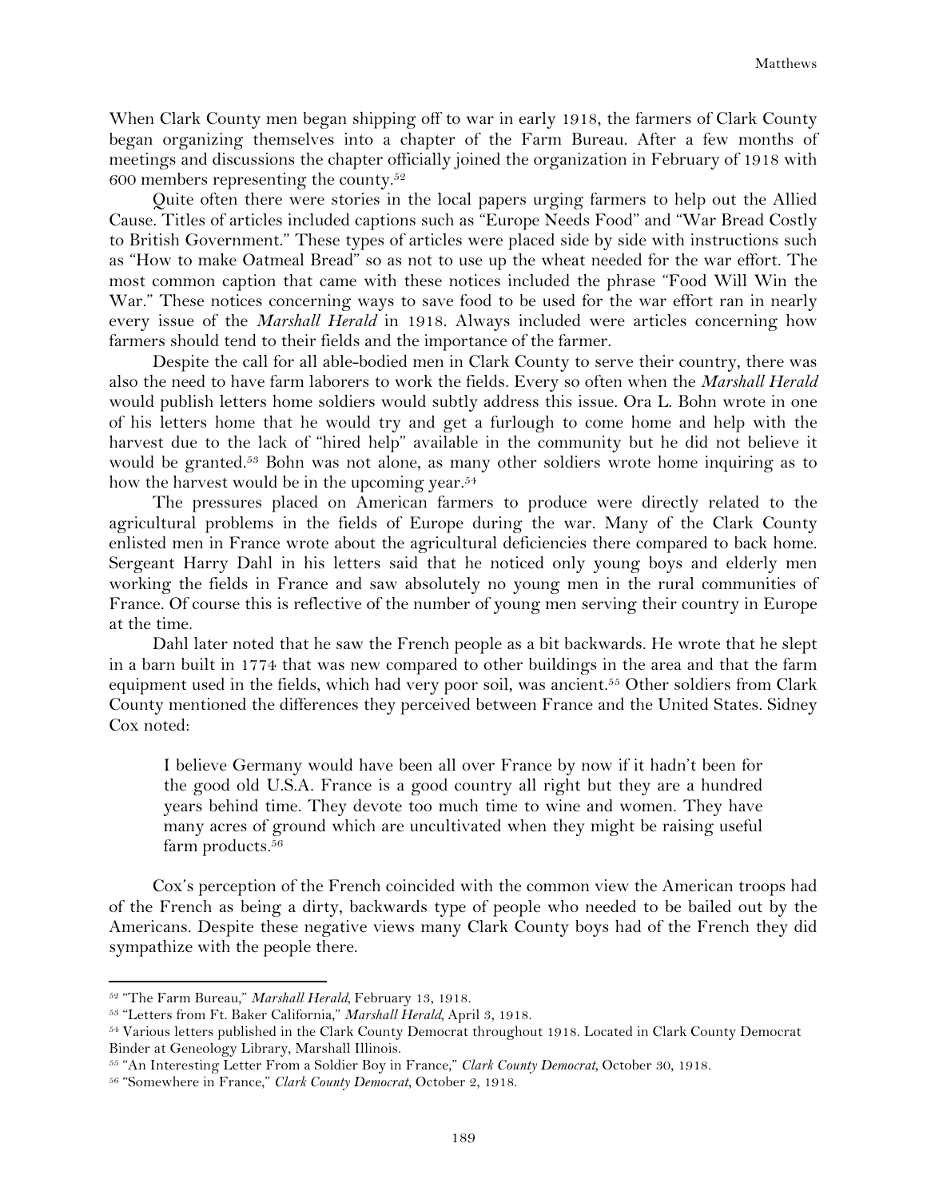When Clark County men began shipping off to war in early 1918, the farmers of Clark County began organizing themselves into a chapter of the Farm Bureau. After a few months of meetings and discussions the chapter officially joined the organization in February of 1918 with 600 members representing the county.[52]

Quite often there were stories in the local papers urging farmers to help out the Allied Cause. Titles of articles included captions such as "Europe Needs Food" and "War Bread Costly to British Government." These types of articles were placed side by side with instructions such as "How to make Oatmeal Bread" so as not to use up the wheat needed for the war effort. The most common caption that came with these notices included the phrase "Food Will Win the War." These notices concerning ways to save food to be used for the war effort ran in nearly every issue of the *Marshall Herald* in 1918. Always included were articles concerning how farmers should tend to their fields and the importance of the farmer.

Despite the call for all able-bodied men in Clark County to serve their country, there was also the need to have farm laborers to work the fields. Every so often when the *Marshall Herald* would publish letters home soldiers would subtly address this issue. Ora L. Bohn wrote in one of his letters home that he would try and get a furlough to come home and help with the harvest due to the lack of "hired help" available in the community but he did not believe it would be granted.[53] Bohn was not alone, as many other soldiers wrote home inquiring as to how the harvest would be in the upcoming year.[54]

The pressures placed on American farmers to produce were directly related to the agricultural problems in the fields of Europe during the war. Many of the Clark County enlisted men in France wrote about the agricultural deficiencies there compared to back home. Sergeant Harry Dahl in his letters said that he noticed only young boys and elderly men working the fields in France and saw absolutely no young men in the rural communities of France. Of course this is reflective of the number of young men serving their country in Europe at the time.

Dahl later noted that he saw the French people as a bit backwards. He wrote that he slept in a barn built in 1774 that was new compared to other buildings in the area and that the farm equipment used in the fields, which had very poor soil, was ancient.[55] Other soldiers from Clark County mentioned the differences they perceived between France and the United States. Sidney Cox noted:

> I believe Germany would have been all over France by now if it hadn't been for the good old U.S.A. France is a good country all right but they are a hundred years behind time. They devote too much time to wine and women. They have many acres of ground which are uncultivated when they might be raising useful farm products.[56]

Cox's perception of the French coincided with the common view the American troops had of the French as being a dirty, backwards type of people who needed to be bailed out by the Americans. Despite these negative views many Clark County boys had of the French they did sympathize with the people there.

---

[52] "The Farm Bureau," *Marshall Herald*, February 13, 1918.

[53] "Letters from Ft. Baker California," *Marshall Herald*, April 3, 1918.

[54] Various letters published in the Clark County Democrat throughout 1918. Located in Clark County Democrat Binder at Geneology Library, Marshall Illinois.

[55] "An Interesting Letter From a Soldier Boy in France," *Clark County Democrat*, October 30, 1918.

[56] "Somewhere in France," *Clark County Democrat*, October 2, 1918.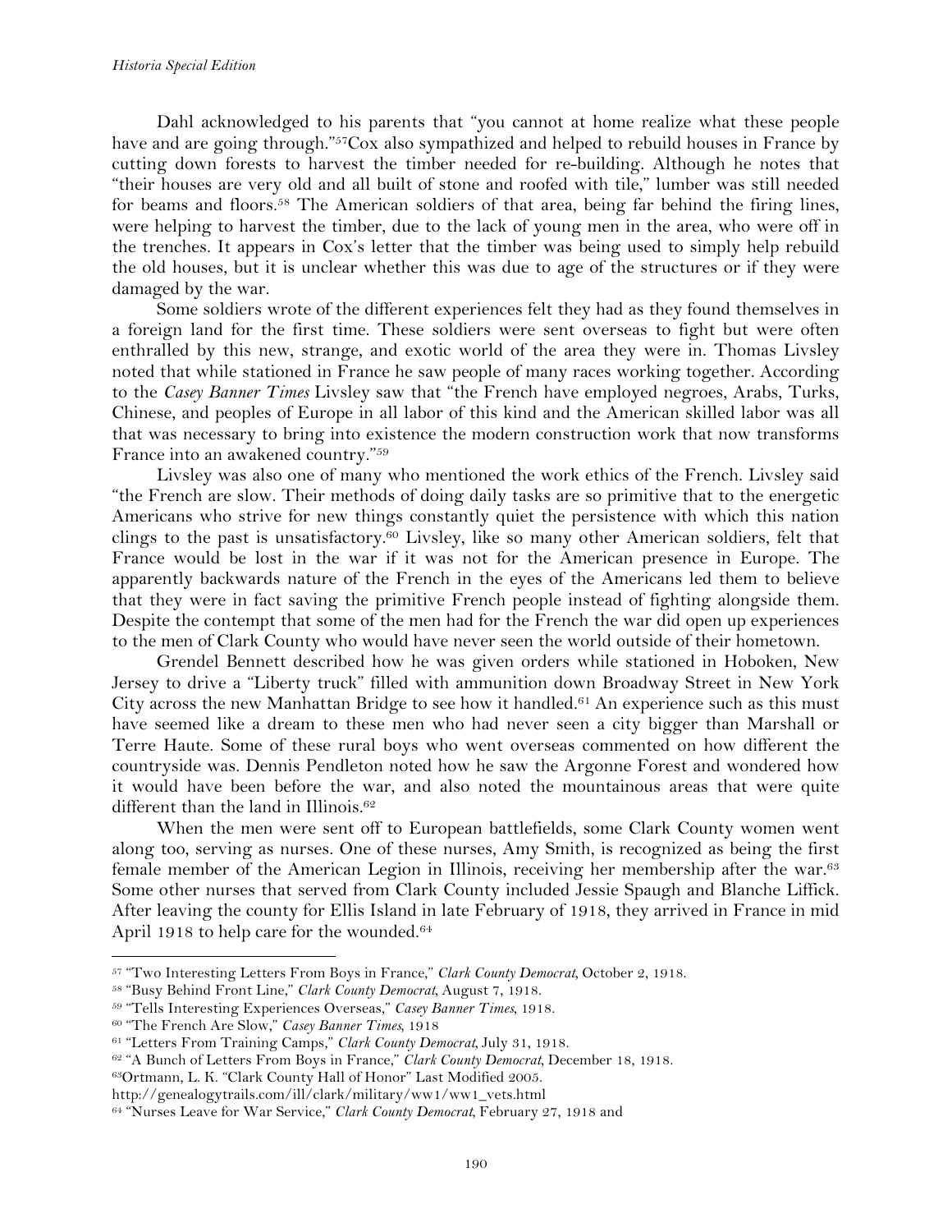Dahl acknowledged to his parents that "you cannot at home realize what these people have and are going through."[57]Cox also sympathized and helped to rebuild houses in France by cutting down forests to harvest the timber needed for re-building. Although he notes that "their houses are very old and all built of stone and roofed with tile," lumber was still needed for beams and floors.[58] The American soldiers of that area, being far behind the firing lines, were helping to harvest the timber, due to the lack of young men in the area, who were off in the trenches. It appears in Cox's letter that the timber was being used to simply help rebuild the old houses, but it is unclear whether this was due to age of the structures or if they were damaged by the war.

Some soldiers wrote of the different experiences felt they had as they found themselves in a foreign land for the first time. These soldiers were sent overseas to fight but were often enthralled by this new, strange, and exotic world of the area they were in. Thomas Livsley noted that while stationed in France he saw people of many races working together. According to the *Casey Banner Times* Livsley saw that "the French have employed negroes, Arabs, Turks, Chinese, and peoples of Europe in all labor of this kind and the American skilled labor was all that was necessary to bring into existence the modern construction work that now transforms France into an awakened country."[59]

Livsley was also one of many who mentioned the work ethics of the French. Livsley said "the French are slow. Their methods of doing daily tasks are so primitive that to the energetic Americans who strive for new things constantly quiet the persistence with which this nation clings to the past is unsatisfactory.[60] Livsley, like so many other American soldiers, felt that France would be lost in the war if it was not for the American presence in Europe. The apparently backwards nature of the French in the eyes of the Americans led them to believe that they were in fact saving the primitive French people instead of fighting alongside them. Despite the contempt that some of the men had for the French the war did open up experiences to the men of Clark County who would have never seen the world outside of their hometown.

Grendel Bennett described how he was given orders while stationed in Hoboken, New Jersey to drive a "Liberty truck" filled with ammunition down Broadway Street in New York City across the new Manhattan Bridge to see how it handled.[61] An experience such as this must have seemed like a dream to these men who had never seen a city bigger than Marshall or Terre Haute. Some of these rural boys who went overseas commented on how different the countryside was. Dennis Pendleton noted how he saw the Argonne Forest and wondered how it would have been before the war, and also noted the mountainous areas that were quite different than the land in Illinois.[62]

When the men were sent off to European battlefields, some Clark County women went along too, serving as nurses. One of these nurses, Amy Smith, is recognized as being the first female member of the American Legion in Illinois, receiving her membership after the war.[63] Some other nurses that served from Clark County included Jessie Spaugh and Blanche Liffick. After leaving the county for Ellis Island in late February of 1918, they arrived in France in mid April 1918 to help care for the wounded.[64]

---

[57] "Two Interesting Letters From Boys in France," *Clark County Democrat*, October 2, 1918.

[58] "Busy Behind Front Line," *Clark County Democrat*, August 7, 1918.

[59] "Tells Interesting Experiences Overseas," *Casey Banner Times*, 1918.

[60] "The French Are Slow," *Casey Banner Times*, 1918

[61] "Letters From Training Camps," *Clark County Democrat*, July 31, 1918.

[62] "A Bunch of Letters From Boys in France," *Clark County Democrat*, December 18, 1918.

[63]Ortmann, L. K. "Clark County Hall of Honor" Last Modified 2005. http://genealogytrails.com/ill/clark/military/ww1/ww1_vets.html

[64] "Nurses Leave for War Service," *Clark County Democrat*, February 27, 1918 and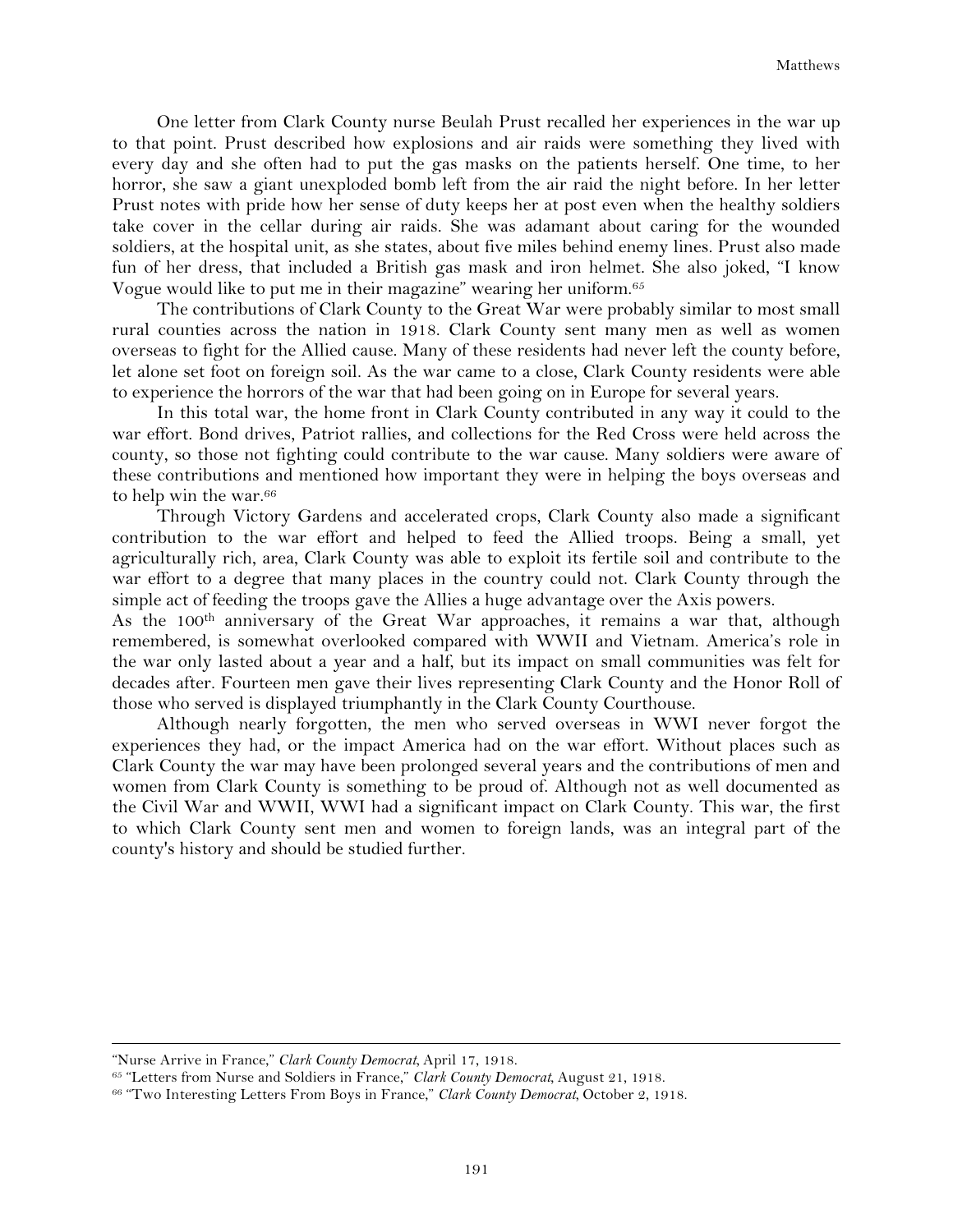One letter from Clark County nurse Beulah Prust recalled her experiences in the war up to that point. Prust described how explosions and air raids were something they lived with every day and she often had to put the gas masks on the patients herself. One time, to her horror, she saw a giant unexploded bomb left from the air raid the night before. In her letter Prust notes with pride how her sense of duty keeps her at post even when the healthy soldiers take cover in the cellar during air raids. She was adamant about caring for the wounded soldiers, at the hospital unit, as she states, about five miles behind enemy lines. Prust also made fun of her dress, that included a British gas mask and iron helmet. She also joked, "I know Vogue would like to put me in their magazine" wearing her uniform.[65]

The contributions of Clark County to the Great War were probably similar to most small rural counties across the nation in 1918. Clark County sent many men as well as women overseas to fight for the Allied cause. Many of these residents had never left the county before, let alone set foot on foreign soil. As the war came to a close, Clark County residents were able to experience the horrors of the war that had been going on in Europe for several years.

In this total war, the home front in Clark County contributed in any way it could to the war effort. Bond drives, Patriot rallies, and collections for the Red Cross were held across the county, so those not fighting could contribute to the war cause. Many soldiers were aware of these contributions and mentioned how important they were in helping the boys overseas and to help win the war.[66]

Through Victory Gardens and accelerated crops, Clark County also made a significant contribution to the war effort and helped to feed the Allied troops. Being a small, yet agriculturally rich, area, Clark County was able to exploit its fertile soil and contribute to the war effort to a degree that many places in the country could not. Clark County through the simple act of feeding the troops gave the Allies a huge advantage over the Axis powers.

As the 100th anniversary of the Great War approaches, it remains a war that, although remembered, is somewhat overlooked compared with WWII and Vietnam. America's role in the war only lasted about a year and a half, but its impact on small communities was felt for decades after. Fourteen men gave their lives representing Clark County and the Honor Roll of those who served is displayed triumphantly in the Clark County Courthouse.

Although nearly forgotten, the men who served overseas in WWI never forgot the experiences they had, or the impact America had on the war effort. Without places such as Clark County the war may have been prolonged several years and the contributions of men and women from Clark County is something to be proud of. Although not as well documented as the Civil War and WWII, WWI had a significant impact on Clark County. This war, the first to which Clark County sent men and women to foreign lands, was an integral part of the county's history and should be studied further.

---

"Nurse Arrive in France," *Clark County Democrat*, April 17, 1918.

[65] "Letters from Nurse and Soldiers in France," *Clark County Democrat*, August 21, 1918.

[66] "Two Interesting Letters From Boys in France," *Clark County Democrat*, October 2, 1918.